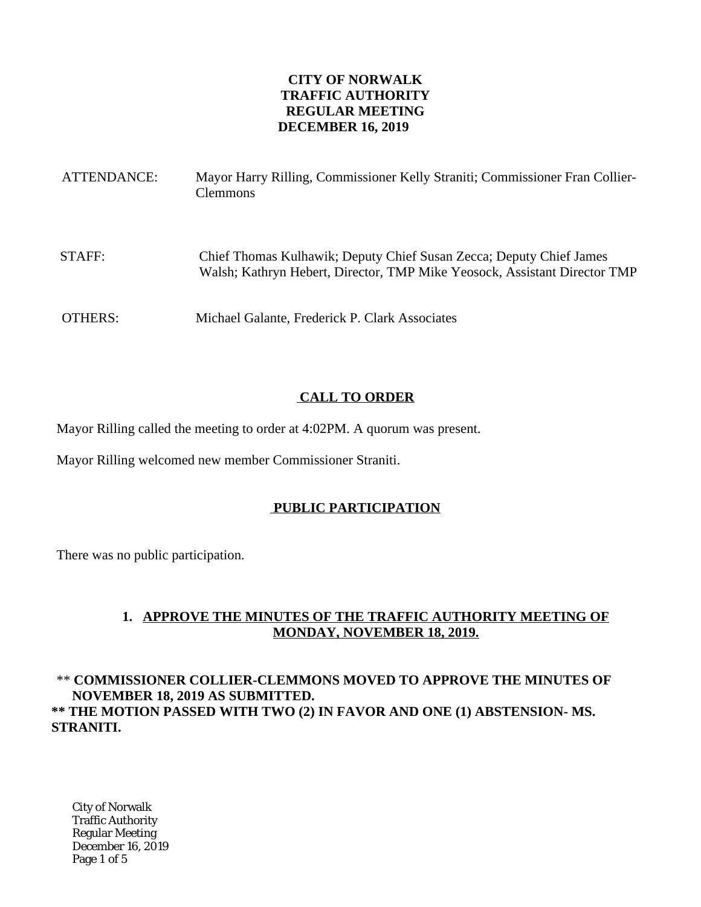# CITY OF NORWALK
# TRAFFIC AUTHORITY
# REGULAR MEETING
# DECEMBER 16, 2019

ATTENDANCE: Mayor Harry Rilling, Commissioner Kelly Straniti; Commissioner Fran Collier-Clemmons

STAFF: Chief Thomas Kulhawik; Deputy Chief Susan Zecca; Deputy Chief James Walsh; Kathryn Hebert, Director, TMP Mike Yeosock, Assistant Director TMP

OTHERS: Michael Galante, Frederick P. Clark Associates

## CALL TO ORDER

Mayor Rilling called the meeting to order at 4:02PM. A quorum was present.

Mayor Rilling welcomed new member Commissioner Straniti.

## PUBLIC PARTICIPATION

There was no public participation.

### 1. APPROVE THE MINUTES OF THE TRAFFIC AUTHORITY MEETING OF MONDAY, NOVEMBER 18, 2019.

** **COMMISSIONER COLLIER-CLEMMONS MOVED TO APPROVE THE MINUTES OF NOVEMBER 18, 2019 AS SUBMITTED.**

**** THE MOTION PASSED WITH TWO (2) IN FAVOR AND ONE (1) ABSTENSION- MS. STRANITI.**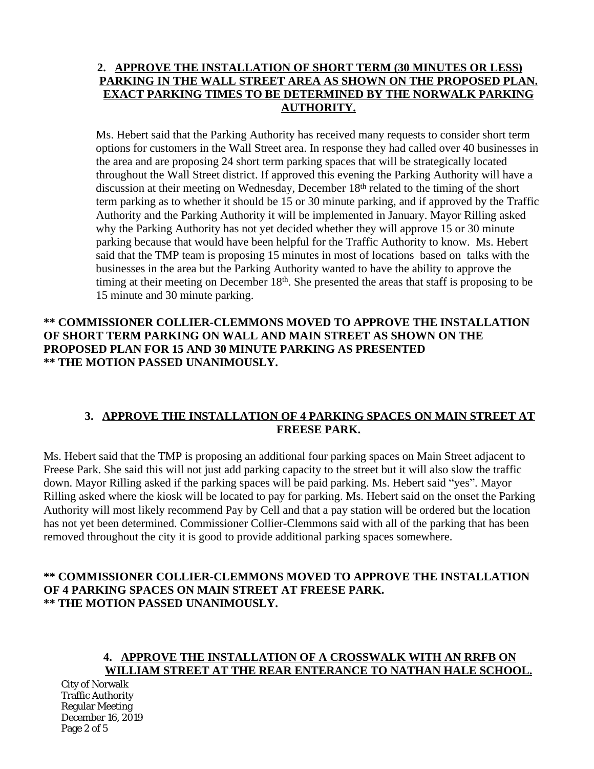**2. APPROVE THE INSTALLATION OF SHORT TERM (30 MINUTES OR LESS) PARKING IN THE WALL STREET AREA AS SHOWN ON THE PROPOSED PLAN. EXACT PARKING TIMES TO BE DETERMINED BY THE NORWALK PARKING AUTHORITY.**

Ms. Hebert said that the Parking Authority has received many requests to consider short term options for customers in the Wall Street area. In response they had called over 40 businesses in the area and are proposing 24 short term parking spaces that will be strategically located throughout the Wall Street district. If approved this evening the Parking Authority will have a discussion at their meeting on Wednesday, December 18th related to the timing of the short term parking as to whether it should be 15 or 30 minute parking, and if approved by the Traffic Authority and the Parking Authority it will be implemented in January. Mayor Rilling asked why the Parking Authority has not yet decided whether they will approve 15 or 30 minute parking because that would have been helpful for the Traffic Authority to know. Ms. Hebert said that the TMP team is proposing 15 minutes in most of locations based on talks with the businesses in the area but the Parking Authority wanted to have the ability to approve the timing at their meeting on December 18th. She presented the areas that staff is proposing to be 15 minute and 30 minute parking.

**\*\* COMMISSIONER COLLIER-CLEMMONS MOVED TO APPROVE THE INSTALLATION OF SHORT TERM PARKING ON WALL AND MAIN STREET AS SHOWN ON THE PROPOSED PLAN FOR 15 AND 30 MINUTE PARKING AS PRESENTED**
**\*\* THE MOTION PASSED UNANIMOUSLY.**

**3. APPROVE THE INSTALLATION OF 4 PARKING SPACES ON MAIN STREET AT FREESE PARK.**

Ms. Hebert said that the TMP is proposing an additional four parking spaces on Main Street adjacent to Freese Park. She said this will not just add parking capacity to the street but it will also slow the traffic down. Mayor Rilling asked if the parking spaces will be paid parking. Ms. Hebert said "yes". Mayor Rilling asked where the kiosk will be located to pay for parking. Ms. Hebert said on the onset the Parking Authority will most likely recommend Pay by Cell and that a pay station will be ordered but the location has not yet been determined. Commissioner Collier-Clemmons said with all of the parking that has been removed throughout the city it is good to provide additional parking spaces somewhere.

**\*\* COMMISSIONER COLLIER-CLEMMONS MOVED TO APPROVE THE INSTALLATION OF 4 PARKING SPACES ON MAIN STREET AT FREESE PARK.**
**\*\* THE MOTION PASSED UNANIMOUSLY.**

**4. APPROVE THE INSTALLATION OF A CROSSWALK WITH AN RRFB ON WILLIAM STREET AT THE REAR ENTERANCE TO NATHAN HALE SCHOOL.**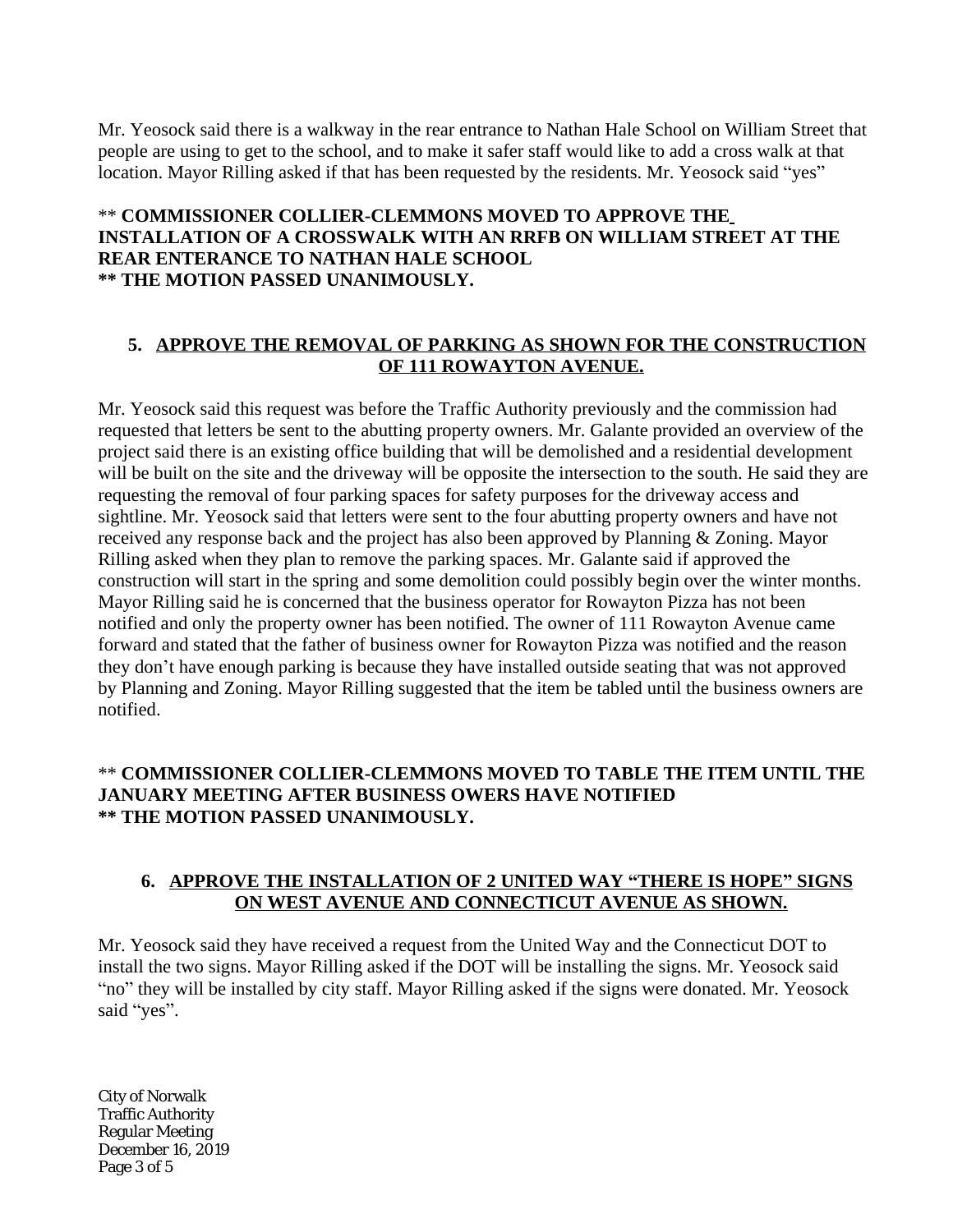Mr. Yeosock said there is a walkway in the rear entrance to Nathan Hale School on William Street that people are using to get to the school, and to make it safer staff would like to add a cross walk at that location. Mayor Rilling asked if that has been requested by the residents. Mr. Yeosock said "yes"

** **COMMISSIONER COLLIER-CLEMMONS MOVED TO APPROVE THE INSTALLATION OF A CROSSWALK WITH AN RRFB ON WILLIAM STREET AT THE REAR ENTERANCE TO NATHAN HALE SCHOOL**
**** THE MOTION PASSED UNANIMOUSLY.**

### 5. APPROVE THE REMOVAL OF PARKING AS SHOWN FOR THE CONSTRUCTION OF 111 ROWAYTON AVENUE.

Mr. Yeosock said this request was before the Traffic Authority previously and the commission had requested that letters be sent to the abutting property owners. Mr. Galante provided an overview of the project said there is an existing office building that will be demolished and a residential development will be built on the site and the driveway will be opposite the intersection to the south. He said they are requesting the removal of four parking spaces for safety purposes for the driveway access and sightline. Mr. Yeosock said that letters were sent to the four abutting property owners and have not received any response back and the project has also been approved by Planning & Zoning. Mayor Rilling asked when they plan to remove the parking spaces. Mr. Galante said if approved the construction will start in the spring and some demolition could possibly begin over the winter months. Mayor Rilling said he is concerned that the business operator for Rowayton Pizza has not been notified and only the property owner has been notified. The owner of 111 Rowayton Avenue came forward and stated that the father of business owner for Rowayton Pizza was notified and the reason they don't have enough parking is because they have installed outside seating that was not approved by Planning and Zoning. Mayor Rilling suggested that the item be tabled until the business owners are notified.

** **COMMISSIONER COLLIER-CLEMMONS MOVED TO TABLE THE ITEM UNTIL THE JANUARY MEETING AFTER BUSINESS OWERS HAVE NOTIFIED**
**** THE MOTION PASSED UNANIMOUSLY.**

### 6. APPROVE THE INSTALLATION OF 2 UNITED WAY "THERE IS HOPE" SIGNS ON WEST AVENUE AND CONNECTICUT AVENUE AS SHOWN.

Mr. Yeosock said they have received a request from the United Way and the Connecticut DOT to install the two signs. Mayor Rilling asked if the DOT will be installing the signs. Mr. Yeosock said "no" they will be installed by city staff. Mayor Rilling asked if the signs were donated. Mr. Yeosock said "yes".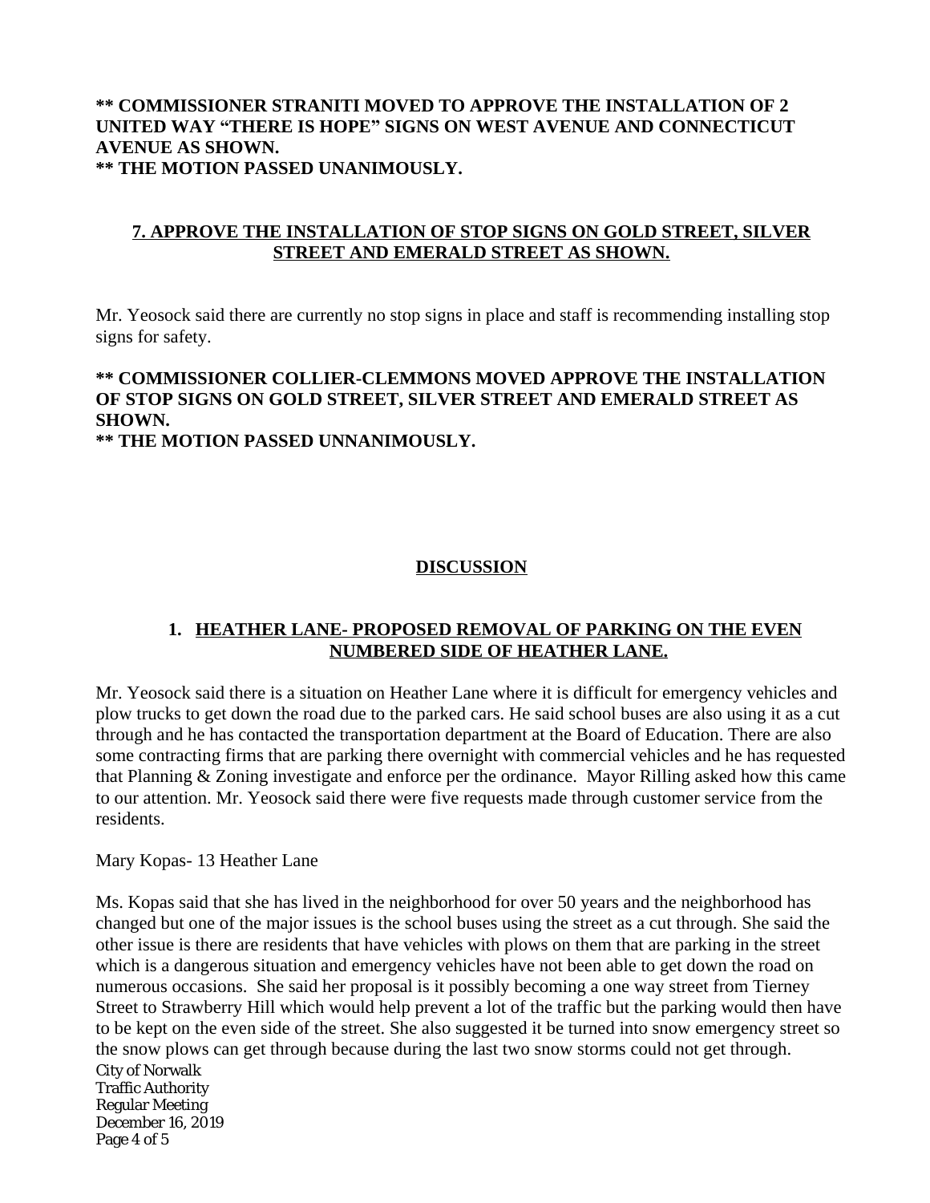**\*\* COMMISSIONER STRANITI MOVED TO APPROVE THE INSTALLATION OF 2 UNITED WAY "THERE IS HOPE" SIGNS ON WEST AVENUE AND CONNECTICUT AVENUE AS SHOWN.**
**\*\* THE MOTION PASSED UNANIMOUSLY.**

## 7. APPROVE THE INSTALLATION OF STOP SIGNS ON GOLD STREET, SILVER STREET AND EMERALD STREET AS SHOWN.

Mr. Yeosock said there are currently no stop signs in place and staff is recommending installing stop signs for safety.

**\*\* COMMISSIONER COLLIER-CLEMMONS MOVED APPROVE THE INSTALLATION OF STOP SIGNS ON GOLD STREET, SILVER STREET AND EMERALD STREET AS SHOWN.**
**\*\* THE MOTION PASSED UNNANIMOUSLY.**

## DISCUSSION

### 1. HEATHER LANE- PROPOSED REMOVAL OF PARKING ON THE EVEN NUMBERED SIDE OF HEATHER LANE.

Mr. Yeosock said there is a situation on Heather Lane where it is difficult for emergency vehicles and plow trucks to get down the road due to the parked cars. He said school buses are also using it as a cut through and he has contacted the transportation department at the Board of Education. There are also some contracting firms that are parking there overnight with commercial vehicles and he has requested that Planning & Zoning investigate and enforce per the ordinance. Mayor Rilling asked how this came to our attention. Mr. Yeosock said there were five requests made through customer service from the residents.

Mary Kopas- 13 Heather Lane

Ms. Kopas said that she has lived in the neighborhood for over 50 years and the neighborhood has changed but one of the major issues is the school buses using the street as a cut through. She said the other issue is there are residents that have vehicles with plows on them that are parking in the street which is a dangerous situation and emergency vehicles have not been able to get down the road on numerous occasions. She said her proposal is it possibly becoming a one way street from Tierney Street to Strawberry Hill which would help prevent a lot of the traffic but the parking would then have to be kept on the even side of the street. She also suggested it be turned into snow emergency street so the snow plows can get through because during the last two snow storms could not get through.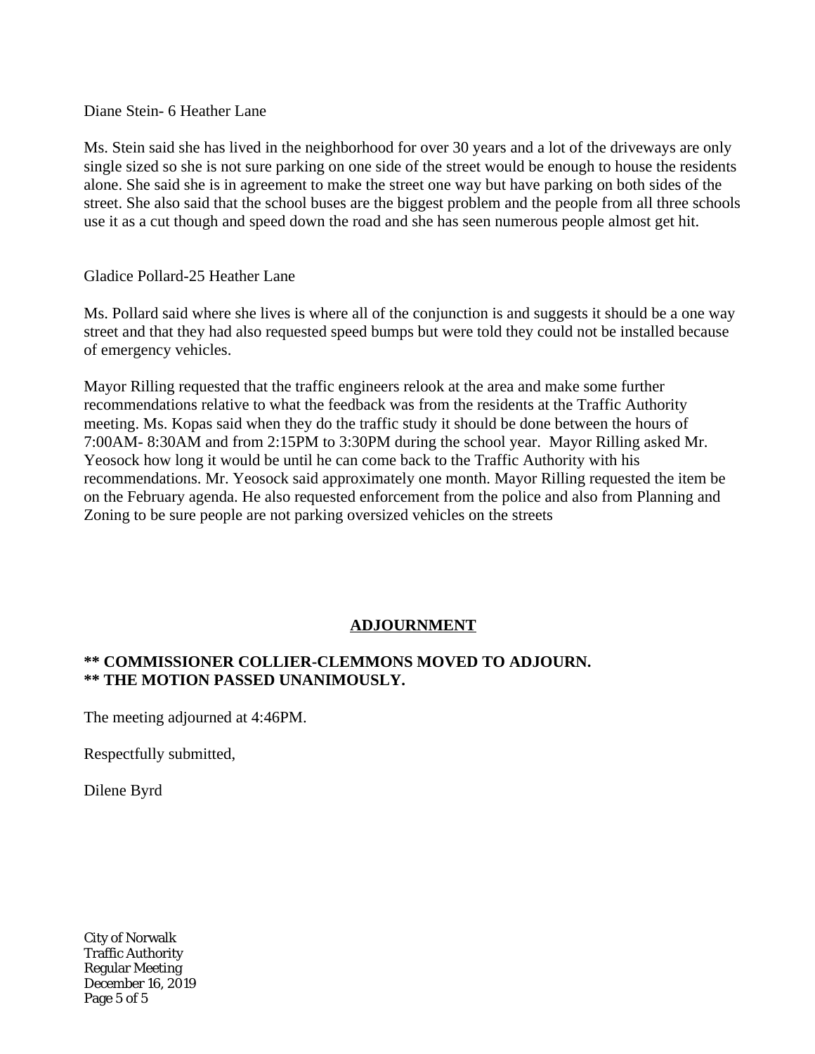Diane Stein- 6 Heather Lane

Ms. Stein said she has lived in the neighborhood for over 30 years and a lot of the driveways are only single sized so she is not sure parking on one side of the street would be enough to house the residents alone. She said she is in agreement to make the street one way but have parking on both sides of the street. She also said that the school buses are the biggest problem and the people from all three schools use it as a cut though and speed down the road and she has seen numerous people almost get hit.

Gladice Pollard-25 Heather Lane

Ms. Pollard said where she lives is where all of the conjunction is and suggests it should be a one way street and that they had also requested speed bumps but were told they could not be installed because of emergency vehicles.

Mayor Rilling requested that the traffic engineers relook at the area and make some further recommendations relative to what the feedback was from the residents at the Traffic Authority meeting. Ms. Kopas said when they do the traffic study it should be done between the hours of 7:00AM- 8:30AM and from 2:15PM to 3:30PM during the school year. Mayor Rilling asked Mr. Yeosock how long it would be until he can come back to the Traffic Authority with his recommendations. Mr. Yeosock said approximately one month. Mayor Rilling requested the item be on the February agenda. He also requested enforcement from the police and also from Planning and Zoning to be sure people are not parking oversized vehicles on the streets

## ADJOURNMENT

**\*\* COMMISSIONER COLLIER-CLEMMONS MOVED TO ADJOURN.**
**\*\* THE MOTION PASSED UNANIMOUSLY.**

The meeting adjourned at 4:46PM.

Respectfully submitted,

Dilene Byrd